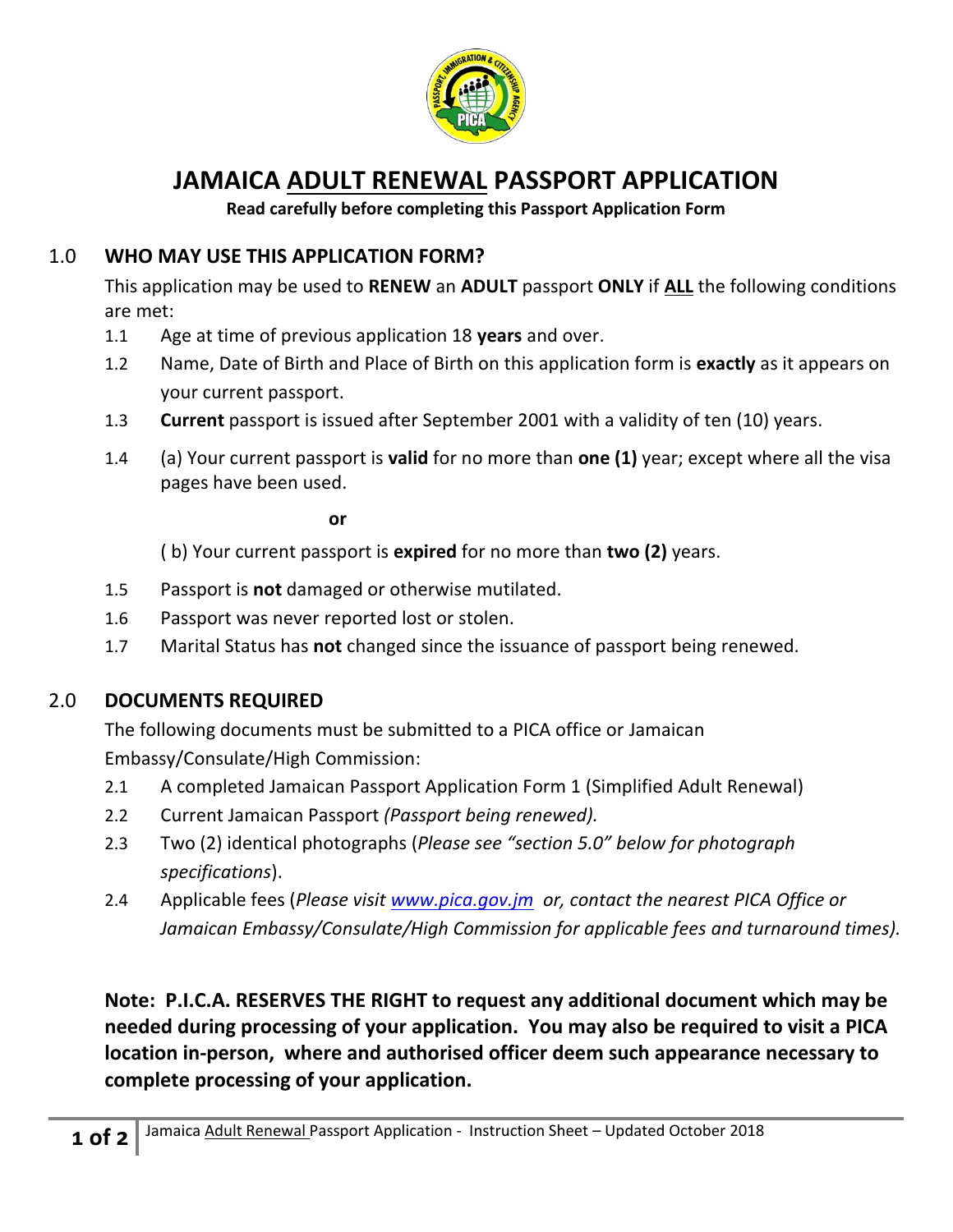# JAMAICA ADULT RENEWAL PASSPORT APPLICATION

**Read carefully before completing this Passport Application Form**

## 1.0 WHO MAY USE THIS APPLICATION FORM?

This application may be used to **RENEW** an **ADULT** passport **ONLY** if **ALL** the following conditions are met:

1.1 Age at time of previous application 18 **years** and over.

1.2 Name, Date of Birth and Place of Birth on this application form is **exactly** as it appears on your current passport.

1.3 **Current** passport is issued after September 2001 with a validity of ten (10) years.

1.4 (a) Your current passport is **valid** for no more than **one (1)** year; except where all the visa pages have been used.

**or**

( b) Your current passport is **expired** for no more than **two (2)** years.

1.5 Passport is **not** damaged or otherwise mutilated.

1.6 Passport was never reported lost or stolen.

1.7 Marital Status has **not** changed since the issuance of passport being renewed.

## 2.0 DOCUMENTS REQUIRED

The following documents must be submitted to a PICA office or Jamaican Embassy/Consulate/High Commission:

2.1 A completed Jamaican Passport Application Form 1 (Simplified Adult Renewal)

2.2 Current Jamaican Passport *(Passport being renewed).*

2.3 Two (2) identical photographs (*Please see "section 5.0" below for photograph specifications*).

2.4 Applicable fees (*Please visit www.pica.gov.jm or, contact the nearest PICA Office or Jamaican Embassy/Consulate/High Commission for applicable fees and turnaround times).*

**Note: P.I.C.A. RESERVES THE RIGHT to request any additional document which may be needed during processing of your application. You may also be required to visit a PICA location in-person, where and authorised officer deem such appearance necessary to complete processing of your application.**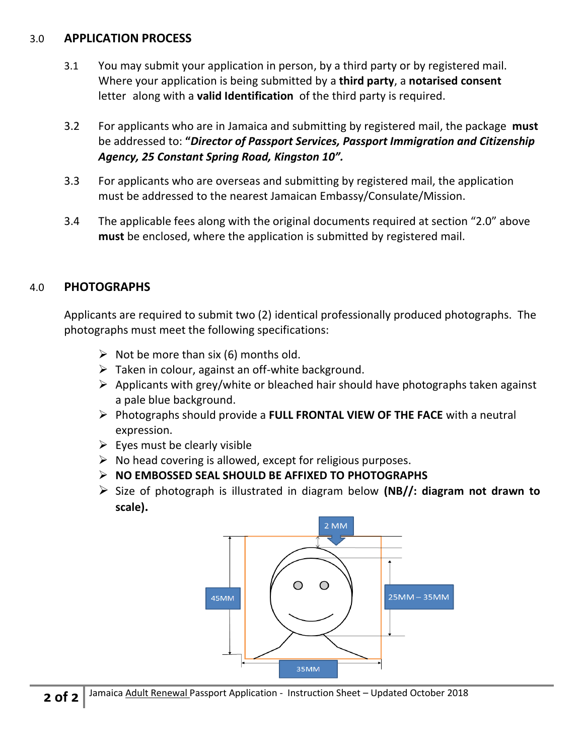## 3.0 APPLICATION PROCESS

3.1 You may submit your application in person, by a third party or by registered mail. Where your application is being submitted by a **third party**, a **notarised consent** letter along with a **valid Identification** of the third party is required.

3.2 For applicants who are in Jamaica and submitting by registered mail, the package **must** be addressed to: **"*Director of Passport Services, Passport Immigration and Citizenship Agency, 25 Constant Spring Road, Kingston 10*".**

3.3 For applicants who are overseas and submitting by registered mail, the application must be addressed to the nearest Jamaican Embassy/Consulate/Mission.

3.4 The applicable fees along with the original documents required at section "2.0" above **must** be enclosed, where the application is submitted by registered mail.

## 4.0 PHOTOGRAPHS

Applicants are required to submit two (2) identical professionally produced photographs. The photographs must meet the following specifications:

- Not be more than six (6) months old.
- Taken in colour, against an off-white background.
- Applicants with grey/white or bleached hair should have photographs taken against a pale blue background.
- Photographs should provide a **FULL FRONTAL VIEW OF THE FACE** with a neutral expression.
- Eyes must be clearly visible
- No head covering is allowed, except for religious purposes.
- **NO EMBOSSED SEAL SHOULD BE AFFIXED TO PHOTOGRAPHS**
- Size of photograph is illustrated in diagram below **(NB//: diagram not drawn to scale).**

2 MM

45MM

25MM – 35MM

35MM